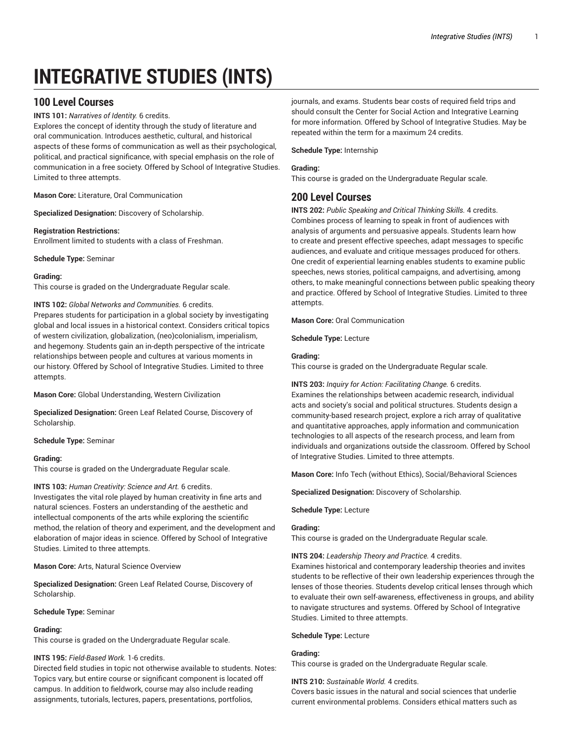# INTEGRATIVE STUDIES (INTS)

## 100 Level Courses

**INTS 101:** *Narratives of Identity.* 6 credits.
Explores the concept of identity through the study of literature and oral communication. Introduces aesthetic, cultural, and historical aspects of these forms of communication as well as their psychological, political, and practical significance, with special emphasis on the role of communication in a free society. Offered by School of Integrative Studies. Limited to three attempts.

**Mason Core:** Literature, Oral Communication

**Specialized Designation:** Discovery of Scholarship.

**Registration Restrictions:**
Enrollment limited to students with a class of Freshman.

**Schedule Type:** Seminar

**Grading:**
This course is graded on the Undergraduate Regular scale.

**INTS 102:** *Global Networks and Communities.* 6 credits.
Prepares students for participation in a global society by investigating global and local issues in a historical context. Considers critical topics of western civilization, globalization, (neo)colonialism, imperialism, and hegemony. Students gain an in-depth perspective of the intricate relationships between people and cultures at various moments in our history. Offered by School of Integrative Studies. Limited to three attempts.

**Mason Core:** Global Understanding, Western Civilization

**Specialized Designation:** Green Leaf Related Course, Discovery of Scholarship.

**Schedule Type:** Seminar

**Grading:**
This course is graded on the Undergraduate Regular scale.

**INTS 103:** *Human Creativity: Science and Art.* 6 credits.
Investigates the vital role played by human creativity in fine arts and natural sciences. Fosters an understanding of the aesthetic and intellectual components of the arts while exploring the scientific method, the relation of theory and experiment, and the development and elaboration of major ideas in science. Offered by School of Integrative Studies. Limited to three attempts.

**Mason Core:** Arts, Natural Science Overview

**Specialized Designation:** Green Leaf Related Course, Discovery of Scholarship.

**Schedule Type:** Seminar

**Grading:**
This course is graded on the Undergraduate Regular scale.

**INTS 195:** *Field-Based Work.* 1-6 credits.
Directed field studies in topic not otherwise available to students. Notes: Topics vary, but entire course or significant component is located off campus. In addition to fieldwork, course may also include reading assignments, tutorials, lectures, papers, presentations, portfolios, journals, and exams. Students bear costs of required field trips and should consult the Center for Social Action and Integrative Learning for more information. Offered by School of Integrative Studies. May be repeated within the term for a maximum 24 credits.

**Schedule Type:** Internship

**Grading:**
This course is graded on the Undergraduate Regular scale.

## 200 Level Courses

**INTS 202:** *Public Speaking and Critical Thinking Skills.* 4 credits.
Combines process of learning to speak in front of audiences with analysis of arguments and persuasive appeals. Students learn how to create and present effective speeches, adapt messages to specific audiences, and evaluate and critique messages produced for others. One credit of experiential learning enables students to examine public speeches, news stories, political campaigns, and advertising, among others, to make meaningful connections between public speaking theory and practice. Offered by School of Integrative Studies. Limited to three attempts.

**Mason Core:** Oral Communication

**Schedule Type:** Lecture

**Grading:**
This course is graded on the Undergraduate Regular scale.

**INTS 203:** *Inquiry for Action: Facilitating Change.* 6 credits.
Examines the relationships between academic research, individual acts and society's social and political structures. Students design a community-based research project, explore a rich array of qualitative and quantitative approaches, apply information and communication technologies to all aspects of the research process, and learn from individuals and organizations outside the classroom. Offered by School of Integrative Studies. Limited to three attempts.

**Mason Core:** Info Tech (without Ethics), Social/Behavioral Sciences

**Specialized Designation:** Discovery of Scholarship.

**Schedule Type:** Lecture

**Grading:**
This course is graded on the Undergraduate Regular scale.

**INTS 204:** *Leadership Theory and Practice.* 4 credits.
Examines historical and contemporary leadership theories and invites students to be reflective of their own leadership experiences through the lenses of those theories. Students develop critical lenses through which to evaluate their own self-awareness, effectiveness in groups, and ability to navigate structures and systems. Offered by School of Integrative Studies. Limited to three attempts.

**Schedule Type:** Lecture

**Grading:**
This course is graded on the Undergraduate Regular scale.

**INTS 210:** *Sustainable World.* 4 credits.
Covers basic issues in the natural and social sciences that underlie current environmental problems. Considers ethical matters such as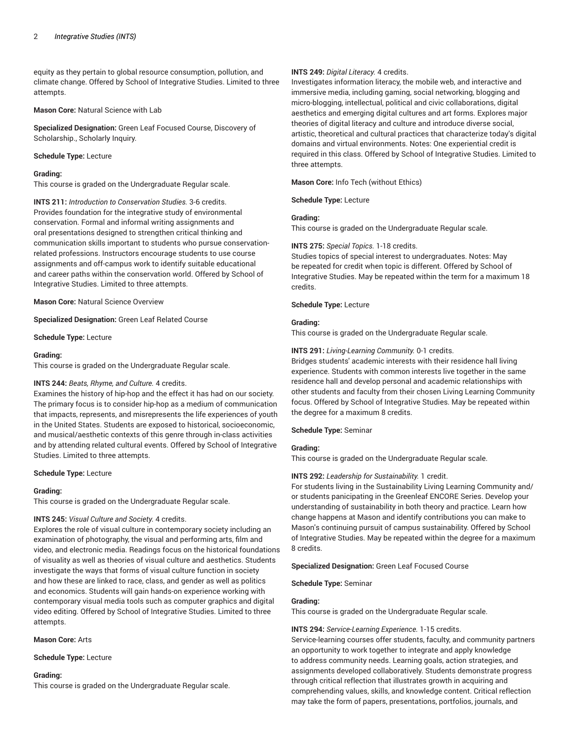equity as they pertain to global resource consumption, pollution, and climate change. Offered by School of Integrative Studies. Limited to three attempts.

**Mason Core:** Natural Science with Lab

**Specialized Designation:** Green Leaf Focused Course, Discovery of Scholarship., Scholarly Inquiry.

**Schedule Type:** Lecture

**Grading:**
This course is graded on the Undergraduate Regular scale.

**INTS 211:** *Introduction to Conservation Studies.* 3-6 credits.
Provides foundation for the integrative study of environmental conservation. Formal and informal writing assignments and oral presentations designed to strengthen critical thinking and communication skills important to students who pursue conservation-related professions. Instructors encourage students to use course assignments and off-campus work to identify suitable educational and career paths within the conservation world. Offered by School of Integrative Studies. Limited to three attempts.

**Mason Core:** Natural Science Overview

**Specialized Designation:** Green Leaf Related Course

**Schedule Type:** Lecture

**Grading:**
This course is graded on the Undergraduate Regular scale.

**INTS 244:** *Beats, Rhyme, and Culture.* 4 credits.
Examines the history of hip-hop and the effect it has had on our society. The primary focus is to consider hip-hop as a medium of communication that impacts, represents, and misrepresents the life experiences of youth in the United States. Students are exposed to historical, socioeconomic, and musical/aesthetic contexts of this genre through in-class activities and by attending related cultural events. Offered by School of Integrative Studies. Limited to three attempts.

**Schedule Type:** Lecture

**Grading:**
This course is graded on the Undergraduate Regular scale.

**INTS 245:** *Visual Culture and Society.* 4 credits.
Explores the role of visual culture in contemporary society including an examination of photography, the visual and performing arts, film and video, and electronic media. Readings focus on the historical foundations of visuality as well as theories of visual culture and aesthetics. Students investigate the ways that forms of visual culture function in society and how these are linked to race, class, and gender as well as politics and economics. Students will gain hands-on experience working with contemporary visual media tools such as computer graphics and digital video editing. Offered by School of Integrative Studies. Limited to three attempts.

**Mason Core:** Arts

**Schedule Type:** Lecture

**Grading:**
This course is graded on the Undergraduate Regular scale.

**INTS 249:** *Digital Literacy.* 4 credits.
Investigates information literacy, the mobile web, and interactive and immersive media, including gaming, social networking, blogging and micro-blogging, intellectual, political and civic collaborations, digital aesthetics and emerging digital cultures and art forms. Explores major theories of digital literacy and culture and introduce diverse social, artistic, theoretical and cultural practices that characterize today's digital domains and virtual environments. Notes: One experiential credit is required in this class. Offered by School of Integrative Studies. Limited to three attempts.

**Mason Core:** Info Tech (without Ethics)

**Schedule Type:** Lecture

**Grading:**
This course is graded on the Undergraduate Regular scale.

**INTS 275:** *Special Topics.* 1-18 credits.
Studies topics of special interest to undergraduates. Notes: May be repeated for credit when topic is different. Offered by School of Integrative Studies. May be repeated within the term for a maximum 18 credits.

**Schedule Type:** Lecture

**Grading:**
This course is graded on the Undergraduate Regular scale.

**INTS 291:** *Living-Learning Community.* 0-1 credits.
Bridges students' academic interests with their residence hall living experience. Students with common interests live together in the same residence hall and develop personal and academic relationships with other students and faculty from their chosen Living Learning Community focus. Offered by School of Integrative Studies. May be repeated within the degree for a maximum 8 credits.

**Schedule Type:** Seminar

**Grading:**
This course is graded on the Undergraduate Regular scale.

**INTS 292:** *Leadership for Sustainability.* 1 credit.
For students living in the Sustainability Living Learning Community and/or students panicipating in the Greenleaf ENCORE Series. Develop your understanding of sustainability in both theory and practice. Learn how change happens at Mason and identify contributions you can make to Mason's continuing pursuit of campus sustainability. Offered by School of Integrative Studies. May be repeated within the degree for a maximum 8 credits.

**Specialized Designation:** Green Leaf Focused Course

**Schedule Type:** Seminar

**Grading:**
This course is graded on the Undergraduate Regular scale.

**INTS 294:** *Service-Learning Experience.* 1-15 credits.
Service-learning courses offer students, faculty, and community partners an opportunity to work together to integrate and apply knowledge to address community needs. Learning goals, action strategies, and assignments developed collaboratively. Students demonstrate progress through critical reflection that illustrates growth in acquiring and comprehending values, skills, and knowledge content. Critical reflection may take the form of papers, presentations, portfolios, journals, and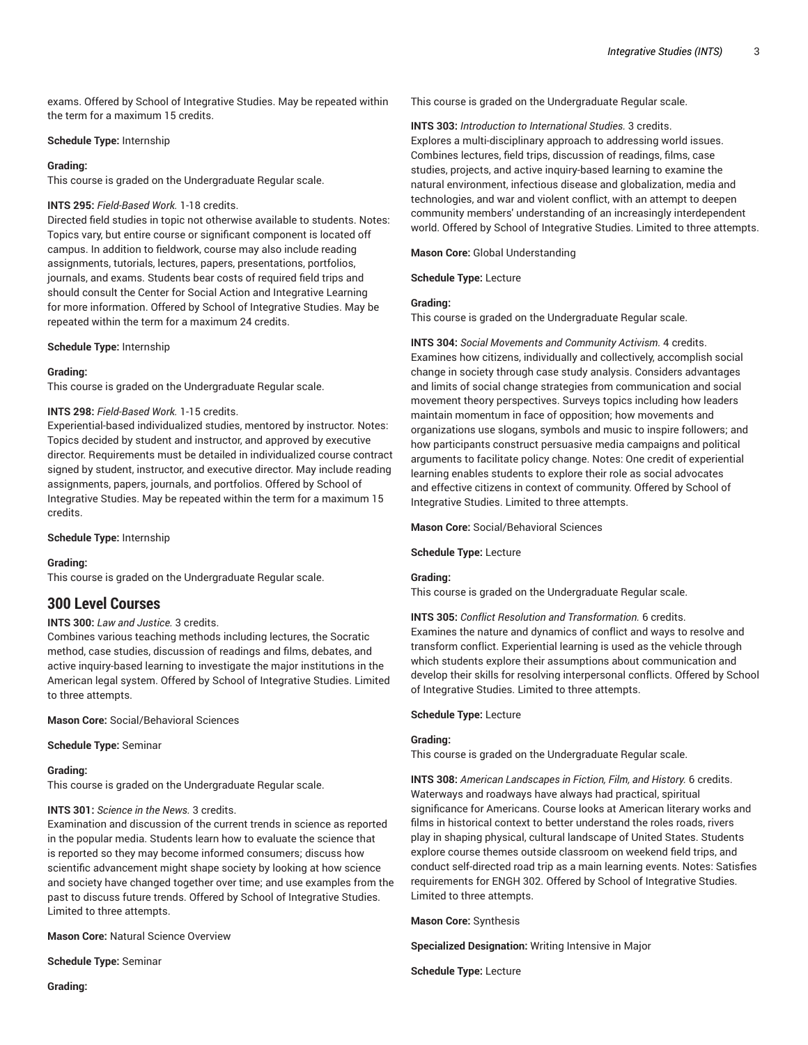exams. Offered by School of Integrative Studies. May be repeated within the term for a maximum 15 credits.

**Schedule Type:** Internship

**Grading:**
This course is graded on the Undergraduate Regular scale.

**INTS 295:** *Field-Based Work.* 1-18 credits.
Directed field studies in topic not otherwise available to students. Notes: Topics vary, but entire course or significant component is located off campus. In addition to fieldwork, course may also include reading assignments, tutorials, lectures, papers, presentations, portfolios, journals, and exams. Students bear costs of required field trips and should consult the Center for Social Action and Integrative Learning for more information. Offered by School of Integrative Studies. May be repeated within the term for a maximum 24 credits.

**Schedule Type:** Internship

**Grading:**
This course is graded on the Undergraduate Regular scale.

**INTS 298:** *Field-Based Work.* 1-15 credits.
Experiential-based individualized studies, mentored by instructor. Notes: Topics decided by student and instructor, and approved by executive director. Requirements must be detailed in individualized course contract signed by student, instructor, and executive director. May include reading assignments, papers, journals, and portfolios. Offered by School of Integrative Studies. May be repeated within the term for a maximum 15 credits.

**Schedule Type:** Internship

**Grading:**
This course is graded on the Undergraduate Regular scale.

## 300 Level Courses

**INTS 300:** *Law and Justice.* 3 credits.
Combines various teaching methods including lectures, the Socratic method, case studies, discussion of readings and films, debates, and active inquiry-based learning to investigate the major institutions in the American legal system. Offered by School of Integrative Studies. Limited to three attempts.

**Mason Core:** Social/Behavioral Sciences

**Schedule Type:** Seminar

**Grading:**
This course is graded on the Undergraduate Regular scale.

**INTS 301:** *Science in the News.* 3 credits.
Examination and discussion of the current trends in science as reported in the popular media. Students learn how to evaluate the science that is reported so they may become informed consumers; discuss how scientific advancement might shape society by looking at how science and society have changed together over time; and use examples from the past to discuss future trends. Offered by School of Integrative Studies. Limited to three attempts.

**Mason Core:** Natural Science Overview

**Schedule Type:** Seminar

**Grading:**
This course is graded on the Undergraduate Regular scale.

**INTS 303:** *Introduction to International Studies.* 3 credits.
Explores a multi-disciplinary approach to addressing world issues. Combines lectures, field trips, discussion of readings, films, case studies, projects, and active inquiry-based learning to examine the natural environment, infectious disease and globalization, media and technologies, and war and violent conflict, with an attempt to deepen community members' understanding of an increasingly interdependent world. Offered by School of Integrative Studies. Limited to three attempts.

**Mason Core:** Global Understanding

**Schedule Type:** Lecture

**Grading:**
This course is graded on the Undergraduate Regular scale.

**INTS 304:** *Social Movements and Community Activism.* 4 credits.
Examines how citizens, individually and collectively, accomplish social change in society through case study analysis. Considers advantages and limits of social change strategies from communication and social movement theory perspectives. Surveys topics including how leaders maintain momentum in face of opposition; how movements and organizations use slogans, symbols and music to inspire followers; and how participants construct persuasive media campaigns and political arguments to facilitate policy change. Notes: One credit of experiential learning enables students to explore their role as social advocates and effective citizens in context of community. Offered by School of Integrative Studies. Limited to three attempts.

**Mason Core:** Social/Behavioral Sciences

**Schedule Type:** Lecture

**Grading:**
This course is graded on the Undergraduate Regular scale.

**INTS 305:** *Conflict Resolution and Transformation.* 6 credits.
Examines the nature and dynamics of conflict and ways to resolve and transform conflict. Experiential learning is used as the vehicle through which students explore their assumptions about communication and develop their skills for resolving interpersonal conflicts. Offered by School of Integrative Studies. Limited to three attempts.

**Schedule Type:** Lecture

**Grading:**
This course is graded on the Undergraduate Regular scale.

**INTS 308:** *American Landscapes in Fiction, Film, and History.* 6 credits.
Waterways and roadways have always had practical, spiritual significance for Americans. Course looks at American literary works and films in historical context to better understand the roles roads, rivers play in shaping physical, cultural landscape of United States. Students explore course themes outside classroom on weekend field trips, and conduct self-directed road trip as a main learning events. Notes: Satisfies requirements for ENGH 302. Offered by School of Integrative Studies. Limited to three attempts.

**Mason Core:** Synthesis

**Specialized Designation:** Writing Intensive in Major

**Schedule Type:** Lecture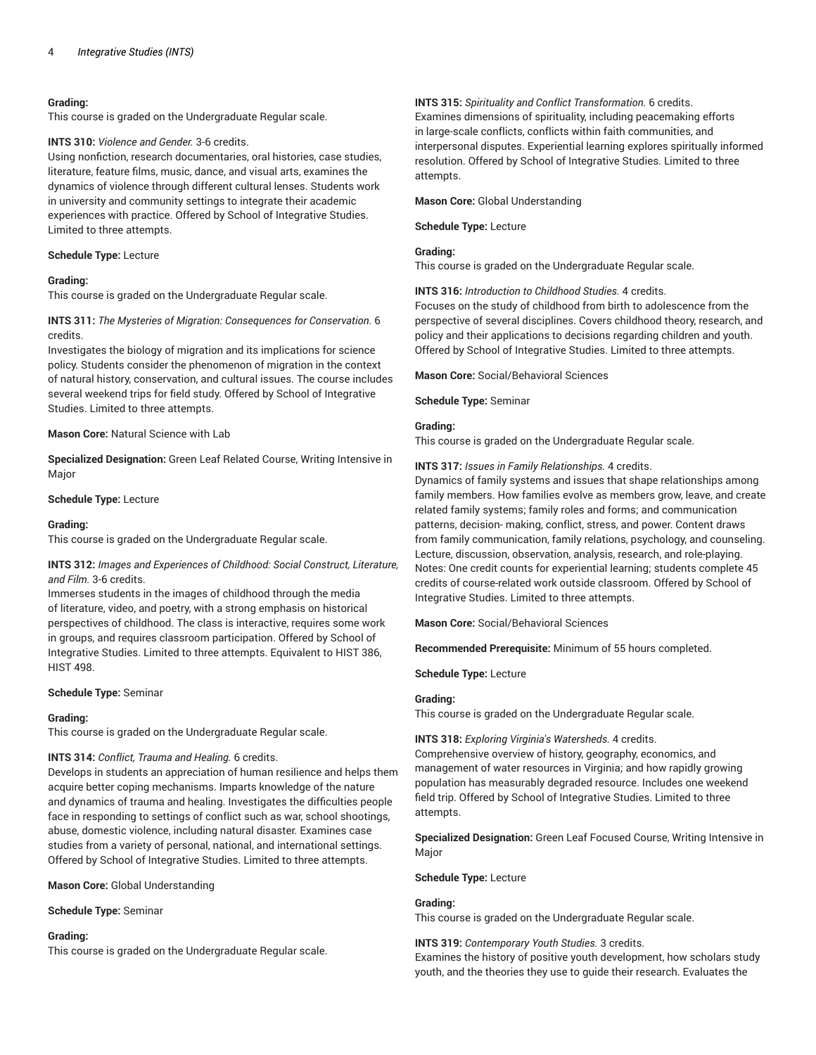**Grading:**
This course is graded on the Undergraduate Regular scale.

**INTS 310:** *Violence and Gender.* 3-6 credits.
Using nonfiction, research documentaries, oral histories, case studies, literature, feature films, music, dance, and visual arts, examines the dynamics of violence through different cultural lenses. Students work in university and community settings to integrate their academic experiences with practice. Offered by School of Integrative Studies. Limited to three attempts.

**Schedule Type:** Lecture

**Grading:**
This course is graded on the Undergraduate Regular scale.

**INTS 311:** *The Mysteries of Migration: Consequences for Conservation.* 6 credits.
Investigates the biology of migration and its implications for science policy. Students consider the phenomenon of migration in the context of natural history, conservation, and cultural issues. The course includes several weekend trips for field study. Offered by School of Integrative Studies. Limited to three attempts.

**Mason Core:** Natural Science with Lab

**Specialized Designation:** Green Leaf Related Course, Writing Intensive in Major

**Schedule Type:** Lecture

**Grading:**
This course is graded on the Undergraduate Regular scale.

**INTS 312:** *Images and Experiences of Childhood: Social Construct, Literature, and Film.* 3-6 credits.
Immerses students in the images of childhood through the media of literature, video, and poetry, with a strong emphasis on historical perspectives of childhood. The class is interactive, requires some work in groups, and requires classroom participation. Offered by School of Integrative Studies. Limited to three attempts. Equivalent to HIST 386, HIST 498.

**Schedule Type:** Seminar

**Grading:**
This course is graded on the Undergraduate Regular scale.

**INTS 314:** *Conflict, Trauma and Healing.* 6 credits.
Develops in students an appreciation of human resilience and helps them acquire better coping mechanisms. Imparts knowledge of the nature and dynamics of trauma and healing. Investigates the difficulties people face in responding to settings of conflict such as war, school shootings, abuse, domestic violence, including natural disaster. Examines case studies from a variety of personal, national, and international settings. Offered by School of Integrative Studies. Limited to three attempts.

**Mason Core:** Global Understanding

**Schedule Type:** Seminar

**Grading:**
This course is graded on the Undergraduate Regular scale.

**INTS 315:** *Spirituality and Conflict Transformation.* 6 credits.
Examines dimensions of spirituality, including peacemaking efforts in large-scale conflicts, conflicts within faith communities, and interpersonal disputes. Experiential learning explores spiritually informed resolution. Offered by School of Integrative Studies. Limited to three attempts.

**Mason Core:** Global Understanding

**Schedule Type:** Lecture

**Grading:**
This course is graded on the Undergraduate Regular scale.

**INTS 316:** *Introduction to Childhood Studies.* 4 credits.
Focuses on the study of childhood from birth to adolescence from the perspective of several disciplines. Covers childhood theory, research, and policy and their applications to decisions regarding children and youth. Offered by School of Integrative Studies. Limited to three attempts.

**Mason Core:** Social/Behavioral Sciences

**Schedule Type:** Seminar

**Grading:**
This course is graded on the Undergraduate Regular scale.

**INTS 317:** *Issues in Family Relationships.* 4 credits.
Dynamics of family systems and issues that shape relationships among family members. How families evolve as members grow, leave, and create related family systems; family roles and forms; and communication patterns, decision- making, conflict, stress, and power. Content draws from family communication, family relations, psychology, and counseling. Lecture, discussion, observation, analysis, research, and role-playing. Notes: One credit counts for experiential learning; students complete 45 credits of course-related work outside classroom. Offered by School of Integrative Studies. Limited to three attempts.

**Mason Core:** Social/Behavioral Sciences

**Recommended Prerequisite:** Minimum of 55 hours completed.

**Schedule Type:** Lecture

**Grading:**
This course is graded on the Undergraduate Regular scale.

**INTS 318:** *Exploring Virginia's Watersheds.* 4 credits.
Comprehensive overview of history, geography, economics, and management of water resources in Virginia; and how rapidly growing population has measurably degraded resource. Includes one weekend field trip. Offered by School of Integrative Studies. Limited to three attempts.

**Specialized Designation:** Green Leaf Focused Course, Writing Intensive in Major

**Schedule Type:** Lecture

**Grading:**
This course is graded on the Undergraduate Regular scale.

**INTS 319:** *Contemporary Youth Studies.* 3 credits.
Examines the history of positive youth development, how scholars study youth, and the theories they use to guide their research. Evaluates the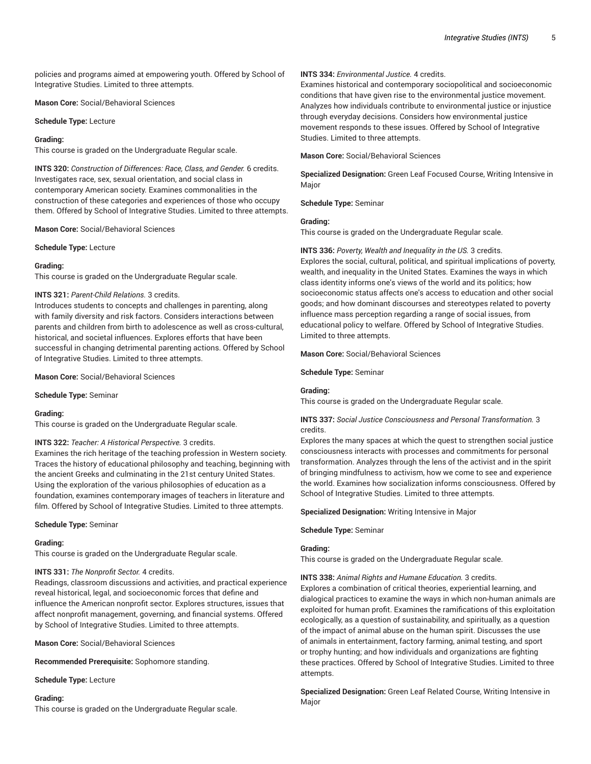policies and programs aimed at empowering youth. Offered by School of Integrative Studies. Limited to three attempts.

**Mason Core:** Social/Behavioral Sciences

**Schedule Type:** Lecture

**Grading:**
This course is graded on the Undergraduate Regular scale.

**INTS 320:** *Construction of Differences: Race, Class, and Gender.* 6 credits.
Investigates race, sex, sexual orientation, and social class in contemporary American society. Examines commonalities in the construction of these categories and experiences of those who occupy them. Offered by School of Integrative Studies. Limited to three attempts.

**Mason Core:** Social/Behavioral Sciences

**Schedule Type:** Lecture

**Grading:**
This course is graded on the Undergraduate Regular scale.

**INTS 321:** *Parent-Child Relations.* 3 credits.
Introduces students to concepts and challenges in parenting, along with family diversity and risk factors. Considers interactions between parents and children from birth to adolescence as well as cross-cultural, historical, and societal influences. Explores efforts that have been successful in changing detrimental parenting actions. Offered by School of Integrative Studies. Limited to three attempts.

**Mason Core:** Social/Behavioral Sciences

**Schedule Type:** Seminar

**Grading:**
This course is graded on the Undergraduate Regular scale.

**INTS 322:** *Teacher: A Historical Perspective.* 3 credits.
Examines the rich heritage of the teaching profession in Western society. Traces the history of educational philosophy and teaching, beginning with the ancient Greeks and culminating in the 21st century United States. Using the exploration of the various philosophies of education as a foundation, examines contemporary images of teachers in literature and film. Offered by School of Integrative Studies. Limited to three attempts.

**Schedule Type:** Seminar

**Grading:**
This course is graded on the Undergraduate Regular scale.

**INTS 331:** *The Nonprofit Sector.* 4 credits.
Readings, classroom discussions and activities, and practical experience reveal historical, legal, and socioeconomic forces that define and influence the American nonprofit sector. Explores structures, issues that affect nonprofit management, governing, and financial systems. Offered by School of Integrative Studies. Limited to three attempts.

**Mason Core:** Social/Behavioral Sciences

**Recommended Prerequisite:** Sophomore standing.

**Schedule Type:** Lecture

**Grading:**
This course is graded on the Undergraduate Regular scale.

**INTS 334:** *Environmental Justice.* 4 credits.
Examines historical and contemporary sociopolitical and socioeconomic conditions that have given rise to the environmental justice movement. Analyzes how individuals contribute to environmental justice or injustice through everyday decisions. Considers how environmental justice movement responds to these issues. Offered by School of Integrative Studies. Limited to three attempts.

**Mason Core:** Social/Behavioral Sciences

**Specialized Designation:** Green Leaf Focused Course, Writing Intensive in Major

**Schedule Type:** Seminar

**Grading:**
This course is graded on the Undergraduate Regular scale.

**INTS 336:** *Poverty, Wealth and Inequality in the US.* 3 credits.
Explores the social, cultural, political, and spiritual implications of poverty, wealth, and inequality in the United States. Examines the ways in which class identity informs one's views of the world and its politics; how socioeconomic status affects one's access to education and other social goods; and how dominant discourses and stereotypes related to poverty influence mass perception regarding a range of social issues, from educational policy to welfare. Offered by School of Integrative Studies. Limited to three attempts.

**Mason Core:** Social/Behavioral Sciences

**Schedule Type:** Seminar

**Grading:**
This course is graded on the Undergraduate Regular scale.

**INTS 337:** *Social Justice Consciousness and Personal Transformation.* 3 credits.
Explores the many spaces at which the quest to strengthen social justice consciousness interacts with processes and commitments for personal transformation. Analyzes through the lens of the activist and in the spirit of bringing mindfulness to activism, how we come to see and experience the world. Examines how socialization informs consciousness. Offered by School of Integrative Studies. Limited to three attempts.

**Specialized Designation:** Writing Intensive in Major

**Schedule Type:** Seminar

**Grading:**
This course is graded on the Undergraduate Regular scale.

**INTS 338:** *Animal Rights and Humane Education.* 3 credits.
Explores a combination of critical theories, experiential learning, and dialogical practices to examine the ways in which non-human animals are exploited for human profit. Examines the ramifications of this exploitation ecologically, as a question of sustainability, and spiritually, as a question of the impact of animal abuse on the human spirit. Discusses the use of animals in entertainment, factory farming, animal testing, and sport or trophy hunting; and how individuals and organizations are fighting these practices. Offered by School of Integrative Studies. Limited to three attempts.

**Specialized Designation:** Green Leaf Related Course, Writing Intensive in Major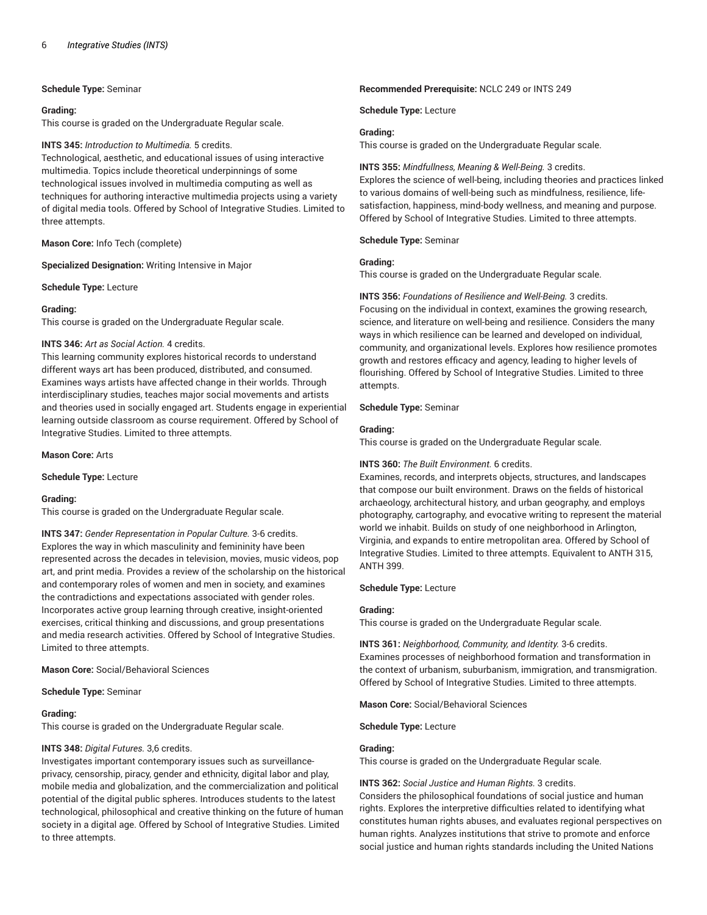**Schedule Type:** Seminar

**Grading:**
This course is graded on the Undergraduate Regular scale.

**INTS 345:** *Introduction to Multimedia.* 5 credits.
Technological, aesthetic, and educational issues of using interactive multimedia. Topics include theoretical underpinnings of some technological issues involved in multimedia computing as well as techniques for authoring interactive multimedia projects using a variety of digital media tools. Offered by School of Integrative Studies. Limited to three attempts.

**Mason Core:** Info Tech (complete)

**Specialized Designation:** Writing Intensive in Major

**Schedule Type:** Lecture

**Grading:**
This course is graded on the Undergraduate Regular scale.

**INTS 346:** *Art as Social Action.* 4 credits.
This learning community explores historical records to understand different ways art has been produced, distributed, and consumed. Examines ways artists have affected change in their worlds. Through interdisciplinary studies, teaches major social movements and artists and theories used in socially engaged art. Students engage in experiential learning outside classroom as course requirement. Offered by School of Integrative Studies. Limited to three attempts.

**Mason Core:** Arts

**Schedule Type:** Lecture

**Grading:**
This course is graded on the Undergraduate Regular scale.

**INTS 347:** *Gender Representation in Popular Culture.* 3-6 credits.
Explores the way in which masculinity and femininity have been represented across the decades in television, movies, music videos, pop art, and print media. Provides a review of the scholarship on the historical and contemporary roles of women and men in society, and examines the contradictions and expectations associated with gender roles. Incorporates active group learning through creative, insight-oriented exercises, critical thinking and discussions, and group presentations and media research activities. Offered by School of Integrative Studies. Limited to three attempts.

**Mason Core:** Social/Behavioral Sciences

**Schedule Type:** Seminar

**Grading:**
This course is graded on the Undergraduate Regular scale.

**INTS 348:** *Digital Futures.* 3,6 credits.
Investigates important contemporary issues such as surveillance-privacy, censorship, piracy, gender and ethnicity, digital labor and play, mobile media and globalization, and the commercialization and political potential of the digital public spheres. Introduces students to the latest technological, philosophical and creative thinking on the future of human society in a digital age. Offered by School of Integrative Studies. Limited to three attempts.

**Recommended Prerequisite:** NCLC 249 or INTS 249

**Schedule Type:** Lecture

**Grading:**
This course is graded on the Undergraduate Regular scale.

**INTS 355:** *Mindfullness, Meaning & Well-Being.* 3 credits.
Explores the science of well-being, including theories and practices linked to various domains of well-being such as mindfulness, resilience, life-satisfaction, happiness, mind-body wellness, and meaning and purpose. Offered by School of Integrative Studies. Limited to three attempts.

**Schedule Type:** Seminar

**Grading:**
This course is graded on the Undergraduate Regular scale.

**INTS 356:** *Foundations of Resilience and Well-Being.* 3 credits.
Focusing on the individual in context, examines the growing research, science, and literature on well-being and resilience. Considers the many ways in which resilience can be learned and developed on individual, community, and organizational levels. Explores how resilience promotes growth and restores efficacy and agency, leading to higher levels of flourishing. Offered by School of Integrative Studies. Limited to three attempts.

**Schedule Type:** Seminar

**Grading:**
This course is graded on the Undergraduate Regular scale.

**INTS 360:** *The Built Environment.* 6 credits.
Examines, records, and interprets objects, structures, and landscapes that compose our built environment. Draws on the fields of historical archaeology, architectural history, and urban geography, and employs photography, cartography, and evocative writing to represent the material world we inhabit. Builds on study of one neighborhood in Arlington, Virginia, and expands to entire metropolitan area. Offered by School of Integrative Studies. Limited to three attempts. Equivalent to ANTH 315, ANTH 399.

**Schedule Type:** Lecture

**Grading:**
This course is graded on the Undergraduate Regular scale.

**INTS 361:** *Neighborhood, Community, and Identity.* 3-6 credits.
Examines processes of neighborhood formation and transformation in the context of urbanism, suburbanism, immigration, and transmigration. Offered by School of Integrative Studies. Limited to three attempts.

**Mason Core:** Social/Behavioral Sciences

**Schedule Type:** Lecture

**Grading:**
This course is graded on the Undergraduate Regular scale.

**INTS 362:** *Social Justice and Human Rights.* 3 credits.
Considers the philosophical foundations of social justice and human rights. Explores the interpretive difficulties related to identifying what constitutes human rights abuses, and evaluates regional perspectives on human rights. Analyzes institutions that strive to promote and enforce social justice and human rights standards including the United Nations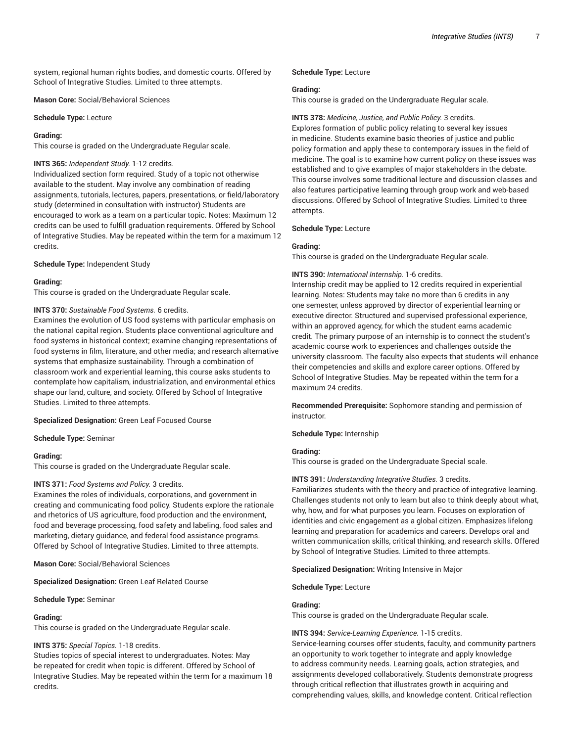system, regional human rights bodies, and domestic courts. Offered by School of Integrative Studies. Limited to three attempts.

**Mason Core:** Social/Behavioral Sciences

**Schedule Type:** Lecture

**Grading:**
This course is graded on the Undergraduate Regular scale.

**INTS 365:** *Independent Study.* 1-12 credits.
Individualized section form required. Study of a topic not otherwise available to the student. May involve any combination of reading assignments, tutorials, lectures, papers, presentations, or field/laboratory study (determined in consultation with instructor) Students are encouraged to work as a team on a particular topic. Notes: Maximum 12 credits can be used to fulfill graduation requirements. Offered by School of Integrative Studies. May be repeated within the term for a maximum 12 credits.

**Schedule Type:** Independent Study

**Grading:**
This course is graded on the Undergraduate Regular scale.

**INTS 370:** *Sustainable Food Systems.* 6 credits.
Examines the evolution of US food systems with particular emphasis on the national capital region. Students place conventional agriculture and food systems in historical context; examine changing representations of food systems in film, literature, and other media; and research alternative systems that emphasize sustainability. Through a combination of classroom work and experiential learning, this course asks students to contemplate how capitalism, industrialization, and environmental ethics shape our land, culture, and society. Offered by School of Integrative Studies. Limited to three attempts.

**Specialized Designation:** Green Leaf Focused Course

**Schedule Type:** Seminar

**Grading:**
This course is graded on the Undergraduate Regular scale.

**INTS 371:** *Food Systems and Policy.* 3 credits.
Examines the roles of individuals, corporations, and government in creating and communicating food policy. Students explore the rationale and rhetorics of US agriculture, food production and the environment, food and beverage processing, food safety and labeling, food sales and marketing, dietary guidance, and federal food assistance programs. Offered by School of Integrative Studies. Limited to three attempts.

**Mason Core:** Social/Behavioral Sciences

**Specialized Designation:** Green Leaf Related Course

**Schedule Type:** Seminar

**Grading:**
This course is graded on the Undergraduate Regular scale.

**INTS 375:** *Special Topics.* 1-18 credits.
Studies topics of special interest to undergraduates. Notes: May be repeated for credit when topic is different. Offered by School of Integrative Studies. May be repeated within the term for a maximum 18 credits.

**Schedule Type:** Lecture

**Grading:**
This course is graded on the Undergraduate Regular scale.

**INTS 378:** *Medicine, Justice, and Public Policy.* 3 credits.
Explores formation of public policy relating to several key issues in medicine. Students examine basic theories of justice and public policy formation and apply these to contemporary issues in the field of medicine. The goal is to examine how current policy on these issues was established and to give examples of major stakeholders in the debate. This course involves some traditional lecture and discussion classes and also features participative learning through group work and web-based discussions. Offered by School of Integrative Studies. Limited to three attempts.

**Schedule Type:** Lecture

**Grading:**
This course is graded on the Undergraduate Regular scale.

**INTS 390:** *International Internship.* 1-6 credits.
Internship credit may be applied to 12 credits required in experiential learning. Notes: Students may take no more than 6 credits in any one semester, unless approved by director of experiential learning or executive director. Structured and supervised professional experience, within an approved agency, for which the student earns academic credit. The primary purpose of an internship is to connect the student's academic course work to experiences and challenges outside the university classroom. The faculty also expects that students will enhance their competencies and skills and explore career options. Offered by School of Integrative Studies. May be repeated within the term for a maximum 24 credits.

**Recommended Prerequisite:** Sophomore standing and permission of instructor.

**Schedule Type:** Internship

**Grading:**
This course is graded on the Undergraduate Special scale.

**INTS 391:** *Understanding Integrative Studies.* 3 credits.
Familiarizes students with the theory and practice of integrative learning. Challenges students not only to learn but also to think deeply about what, why, how, and for what purposes you learn. Focuses on exploration of identities and civic engagement as a global citizen. Emphasizes lifelong learning and preparation for academics and careers. Develops oral and written communication skills, critical thinking, and research skills. Offered by School of Integrative Studies. Limited to three attempts.

**Specialized Designation:** Writing Intensive in Major

**Schedule Type:** Lecture

**Grading:**
This course is graded on the Undergraduate Regular scale.

**INTS 394:** *Service-Learning Experience.* 1-15 credits.
Service-learning courses offer students, faculty, and community partners an opportunity to work together to integrate and apply knowledge to address community needs. Learning goals, action strategies, and assignments developed collaboratively. Students demonstrate progress through critical reflection that illustrates growth in acquiring and comprehending values, skills, and knowledge content. Critical reflection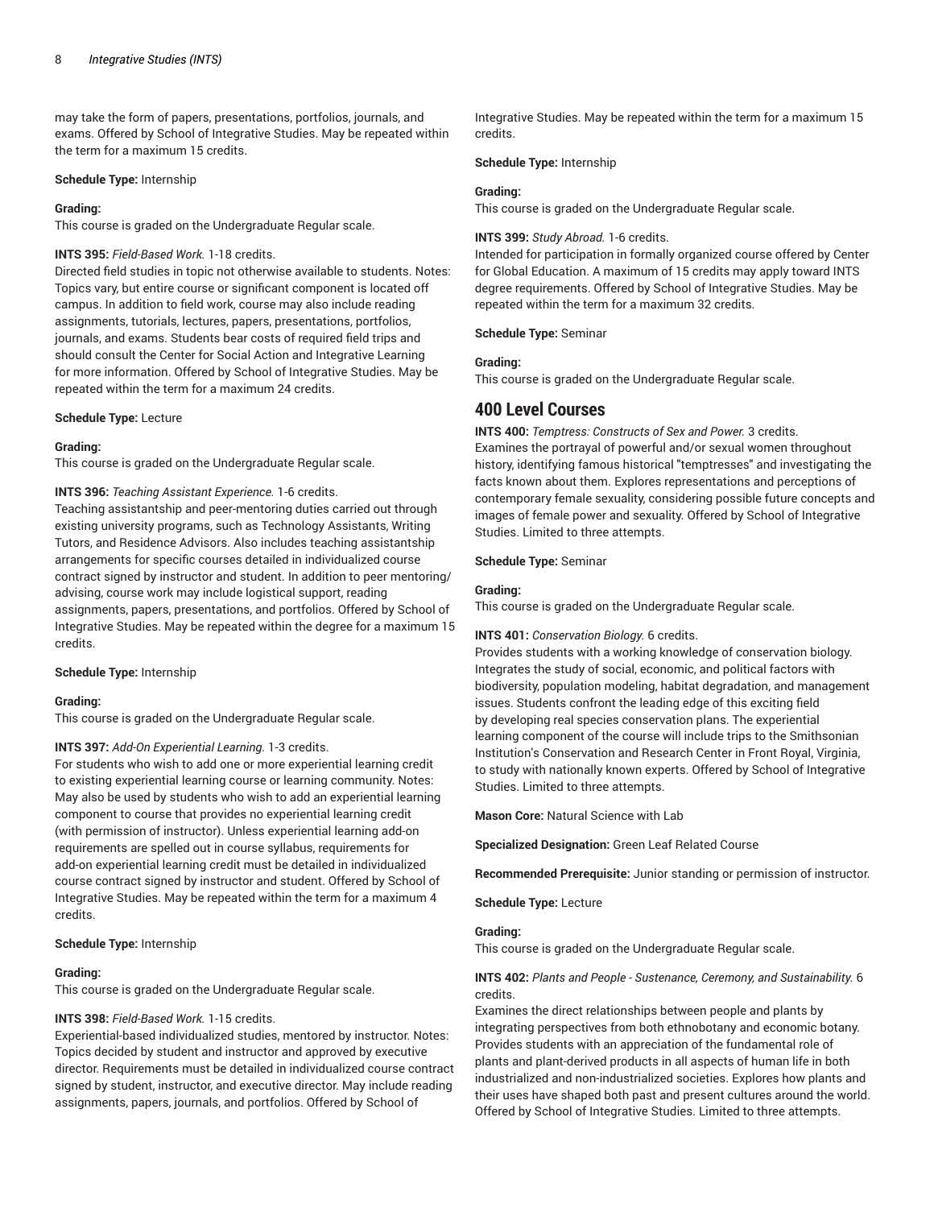may take the form of papers, presentations, portfolios, journals, and exams. Offered by School of Integrative Studies. May be repeated within the term for a maximum 15 credits.

**Schedule Type:** Internship

**Grading:**
This course is graded on the Undergraduate Regular scale.

**INTS 395:** *Field-Based Work.* 1-18 credits.
Directed field studies in topic not otherwise available to students. Notes: Topics vary, but entire course or significant component is located off campus. In addition to field work, course may also include reading assignments, tutorials, lectures, papers, presentations, portfolios, journals, and exams. Students bear costs of required field trips and should consult the Center for Social Action and Integrative Learning for more information. Offered by School of Integrative Studies. May be repeated within the term for a maximum 24 credits.

**Schedule Type:** Lecture

**Grading:**
This course is graded on the Undergraduate Regular scale.

**INTS 396:** *Teaching Assistant Experience.* 1-6 credits.
Teaching assistantship and peer-mentoring duties carried out through existing university programs, such as Technology Assistants, Writing Tutors, and Residence Advisors. Also includes teaching assistantship arrangements for specific courses detailed in individualized course contract signed by instructor and student. In addition to peer mentoring/advising, course work may include logistical support, reading assignments, papers, presentations, and portfolios. Offered by School of Integrative Studies. May be repeated within the degree for a maximum 15 credits.

**Schedule Type:** Internship

**Grading:**
This course is graded on the Undergraduate Regular scale.

**INTS 397:** *Add-On Experiential Learning.* 1-3 credits.
For students who wish to add one or more experiential learning credit to existing experiential learning course or learning community. Notes: May also be used by students who wish to add an experiential learning component to course that provides no experiential learning credit (with permission of instructor). Unless experiential learning add-on requirements are spelled out in course syllabus, requirements for add-on experiential learning credit must be detailed in individualized course contract signed by instructor and student. Offered by School of Integrative Studies. May be repeated within the term for a maximum 4 credits.

**Schedule Type:** Internship

**Grading:**
This course is graded on the Undergraduate Regular scale.

**INTS 398:** *Field-Based Work.* 1-15 credits.
Experiential-based individualized studies, mentored by instructor. Notes: Topics decided by student and instructor and approved by executive director. Requirements must be detailed in individualized course contract signed by student, instructor, and executive director. May include reading assignments, papers, journals, and portfolios. Offered by School of Integrative Studies. May be repeated within the term for a maximum 15 credits.

**Schedule Type:** Internship

**Grading:**
This course is graded on the Undergraduate Regular scale.

**INTS 399:** *Study Abroad.* 1-6 credits.
Intended for participation in formally organized course offered by Center for Global Education. A maximum of 15 credits may apply toward INTS degree requirements. Offered by School of Integrative Studies. May be repeated within the term for a maximum 32 credits.

**Schedule Type:** Seminar

**Grading:**
This course is graded on the Undergraduate Regular scale.

## 400 Level Courses

**INTS 400:** *Temptress: Constructs of Sex and Power.* 3 credits.
Examines the portrayal of powerful and/or sexual women throughout history, identifying famous historical "temptresses" and investigating the facts known about them. Explores representations and perceptions of contemporary female sexuality, considering possible future concepts and images of female power and sexuality. Offered by School of Integrative Studies. Limited to three attempts.

**Schedule Type:** Seminar

**Grading:**
This course is graded on the Undergraduate Regular scale.

**INTS 401:** *Conservation Biology.* 6 credits.
Provides students with a working knowledge of conservation biology. Integrates the study of social, economic, and political factors with biodiversity, population modeling, habitat degradation, and management issues. Students confront the leading edge of this exciting field by developing real species conservation plans. The experiential learning component of the course will include trips to the Smithsonian Institution's Conservation and Research Center in Front Royal, Virginia, to study with nationally known experts. Offered by School of Integrative Studies. Limited to three attempts.

**Mason Core:** Natural Science with Lab

**Specialized Designation:** Green Leaf Related Course

**Recommended Prerequisite:** Junior standing or permission of instructor.

**Schedule Type:** Lecture

**Grading:**
This course is graded on the Undergraduate Regular scale.

**INTS 402:** *Plants and People - Sustenance, Ceremony, and Sustainability.* 6 credits.
Examines the direct relationships between people and plants by integrating perspectives from both ethnobotany and economic botany. Provides students with an appreciation of the fundamental role of plants and plant-derived products in all aspects of human life in both industrialized and non-industrialized societies. Explores how plants and their uses have shaped both past and present cultures around the world. Offered by School of Integrative Studies. Limited to three attempts.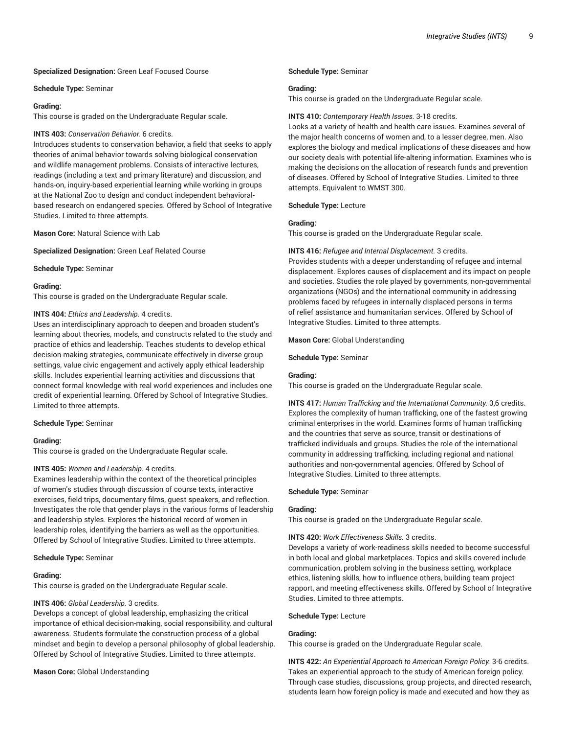**Specialized Designation:** Green Leaf Focused Course

**Schedule Type:** Seminar

**Grading:**
This course is graded on the Undergraduate Regular scale.

**INTS 403:** *Conservation Behavior.* 6 credits.
Introduces students to conservation behavior, a field that seeks to apply theories of animal behavior towards solving biological conservation and wildlife management problems. Consists of interactive lectures, readings (including a text and primary literature) and discussion, and hands-on, inquiry-based experiential learning while working in groups at the National Zoo to design and conduct independent behavioral-based research on endangered species. Offered by School of Integrative Studies. Limited to three attempts.

**Mason Core:** Natural Science with Lab

**Specialized Designation:** Green Leaf Related Course

**Schedule Type:** Seminar

**Grading:**
This course is graded on the Undergraduate Regular scale.

**INTS 404:** *Ethics and Leadership.* 4 credits.
Uses an interdisciplinary approach to deepen and broaden student's learning about theories, models, and constructs related to the study and practice of ethics and leadership. Teaches students to develop ethical decision making strategies, communicate effectively in diverse group settings, value civic engagement and actively apply ethical leadership skills. Includes experiential learning activities and discussions that connect formal knowledge with real world experiences and includes one credit of experiential learning. Offered by School of Integrative Studies. Limited to three attempts.

**Schedule Type:** Seminar

**Grading:**
This course is graded on the Undergraduate Regular scale.

**INTS 405:** *Women and Leadership.* 4 credits.
Examines leadership within the context of the theoretical principles of women's studies through discussion of course texts, interactive exercises, field trips, documentary films, guest speakers, and reflection. Investigates the role that gender plays in the various forms of leadership and leadership styles. Explores the historical record of women in leadership roles, identifying the barriers as well as the opportunities. Offered by School of Integrative Studies. Limited to three attempts.

**Schedule Type:** Seminar

**Grading:**
This course is graded on the Undergraduate Regular scale.

**INTS 406:** *Global Leadership.* 3 credits.
Develops a concept of global leadership, emphasizing the critical importance of ethical decision-making, social responsibility, and cultural awareness. Students formulate the construction process of a global mindset and begin to develop a personal philosophy of global leadership. Offered by School of Integrative Studies. Limited to three attempts.

**Mason Core:** Global Understanding

**Schedule Type:** Seminar

**Grading:**
This course is graded on the Undergraduate Regular scale.

**INTS 410:** *Contemporary Health Issues.* 3-18 credits.
Looks at a variety of health and health care issues. Examines several of the major health concerns of women and, to a lesser degree, men. Also explores the biology and medical implications of these diseases and how our society deals with potential life-altering information. Examines who is making the decisions on the allocation of research funds and prevention of diseases. Offered by School of Integrative Studies. Limited to three attempts. Equivalent to WMST 300.

**Schedule Type:** Lecture

**Grading:**
This course is graded on the Undergraduate Regular scale.

**INTS 416:** *Refugee and Internal Displacement.* 3 credits.
Provides students with a deeper understanding of refugee and internal displacement. Explores causes of displacement and its impact on people and societies. Studies the role played by governments, non-governmental organizations (NGOs) and the international community in addressing problems faced by refugees in internally displaced persons in terms of relief assistance and humanitarian services. Offered by School of Integrative Studies. Limited to three attempts.

**Mason Core:** Global Understanding

**Schedule Type:** Seminar

**Grading:**
This course is graded on the Undergraduate Regular scale.

**INTS 417:** *Human Trafficking and the International Community.* 3,6 credits.
Explores the complexity of human trafficking, one of the fastest growing criminal enterprises in the world. Examines forms of human trafficking and the countries that serve as source, transit or destinations of trafficked individuals and groups. Studies the role of the international community in addressing trafficking, including regional and national authorities and non-governmental agencies. Offered by School of Integrative Studies. Limited to three attempts.

**Schedule Type:** Seminar

**Grading:**
This course is graded on the Undergraduate Regular scale.

**INTS 420:** *Work Effectiveness Skills.* 3 credits.
Develops a variety of work-readiness skills needed to become successful in both local and global marketplaces. Topics and skills covered include communication, problem solving in the business setting, workplace ethics, listening skills, how to influence others, building team project rapport, and meeting effectiveness skills. Offered by School of Integrative Studies. Limited to three attempts.

**Schedule Type:** Lecture

**Grading:**
This course is graded on the Undergraduate Regular scale.

**INTS 422:** *An Experiential Approach to American Foreign Policy.* 3-6 credits.
Takes an experiential approach to the study of American foreign policy. Through case studies, discussions, group projects, and directed research, students learn how foreign policy is made and executed and how they as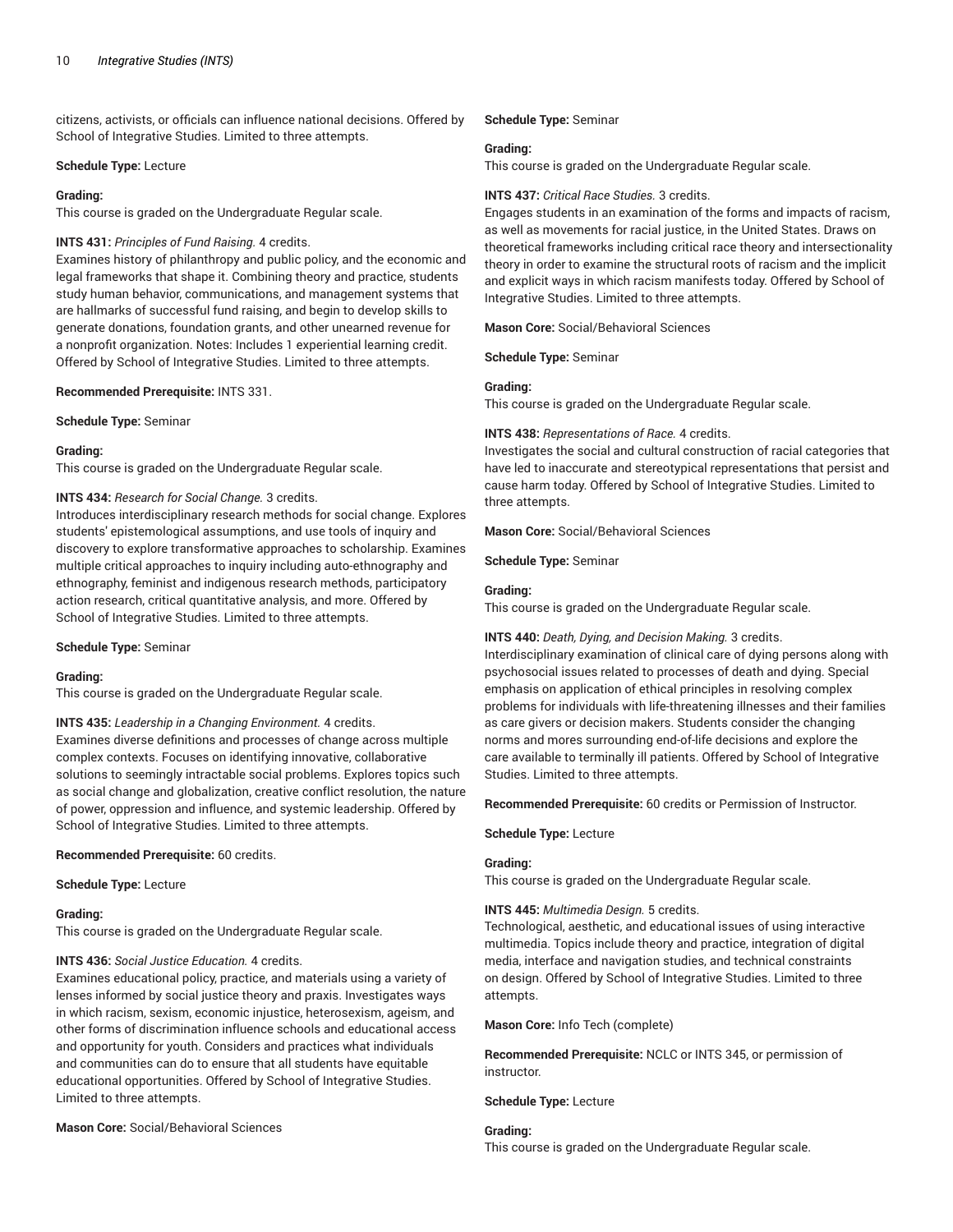citizens, activists, or officials can influence national decisions. Offered by School of Integrative Studies. Limited to three attempts.

**Schedule Type:** Lecture

**Grading:**
This course is graded on the Undergraduate Regular scale.

**INTS 431:** *Principles of Fund Raising.* 4 credits.
Examines history of philanthropy and public policy, and the economic and legal frameworks that shape it. Combining theory and practice, students study human behavior, communications, and management systems that are hallmarks of successful fund raising, and begin to develop skills to generate donations, foundation grants, and other unearned revenue for a nonprofit organization. Notes: Includes 1 experiential learning credit. Offered by School of Integrative Studies. Limited to three attempts.

**Recommended Prerequisite:** INTS 331.

**Schedule Type:** Seminar

**Grading:**
This course is graded on the Undergraduate Regular scale.

**INTS 434:** *Research for Social Change.* 3 credits.
Introduces interdisciplinary research methods for social change. Explores students' epistemological assumptions, and use tools of inquiry and discovery to explore transformative approaches to scholarship. Examines multiple critical approaches to inquiry including auto-ethnography and ethnography, feminist and indigenous research methods, participatory action research, critical quantitative analysis, and more. Offered by School of Integrative Studies. Limited to three attempts.

**Schedule Type:** Seminar

**Grading:**
This course is graded on the Undergraduate Regular scale.

**INTS 435:** *Leadership in a Changing Environment.* 4 credits.
Examines diverse definitions and processes of change across multiple complex contexts. Focuses on identifying innovative, collaborative solutions to seemingly intractable social problems. Explores topics such as social change and globalization, creative conflict resolution, the nature of power, oppression and influence, and systemic leadership. Offered by School of Integrative Studies. Limited to three attempts.

**Recommended Prerequisite:** 60 credits.

**Schedule Type:** Lecture

**Grading:**
This course is graded on the Undergraduate Regular scale.

**INTS 436:** *Social Justice Education.* 4 credits.
Examines educational policy, practice, and materials using a variety of lenses informed by social justice theory and praxis. Investigates ways in which racism, sexism, economic injustice, heterosexism, ageism, and other forms of discrimination influence schools and educational access and opportunity for youth. Considers and practices what individuals and communities can do to ensure that all students have equitable educational opportunities. Offered by School of Integrative Studies. Limited to three attempts.

**Mason Core:** Social/Behavioral Sciences

**Schedule Type:** Seminar

**Grading:**
This course is graded on the Undergraduate Regular scale.

**INTS 437:** *Critical Race Studies.* 3 credits.
Engages students in an examination of the forms and impacts of racism, as well as movements for racial justice, in the United States. Draws on theoretical frameworks including critical race theory and intersectionality theory in order to examine the structural roots of racism and the implicit and explicit ways in which racism manifests today. Offered by School of Integrative Studies. Limited to three attempts.

**Mason Core:** Social/Behavioral Sciences

**Schedule Type:** Seminar

**Grading:**
This course is graded on the Undergraduate Regular scale.

**INTS 438:** *Representations of Race.* 4 credits.
Investigates the social and cultural construction of racial categories that have led to inaccurate and stereotypical representations that persist and cause harm today. Offered by School of Integrative Studies. Limited to three attempts.

**Mason Core:** Social/Behavioral Sciences

**Schedule Type:** Seminar

**Grading:**
This course is graded on the Undergraduate Regular scale.

**INTS 440:** *Death, Dying, and Decision Making.* 3 credits.
Interdisciplinary examination of clinical care of dying persons along with psychosocial issues related to processes of death and dying. Special emphasis on application of ethical principles in resolving complex problems for individuals with life-threatening illnesses and their families as care givers or decision makers. Students consider the changing norms and mores surrounding end-of-life decisions and explore the care available to terminally ill patients. Offered by School of Integrative Studies. Limited to three attempts.

**Recommended Prerequisite:** 60 credits or Permission of Instructor.

**Schedule Type:** Lecture

**Grading:**
This course is graded on the Undergraduate Regular scale.

**INTS 445:** *Multimedia Design.* 5 credits.
Technological, aesthetic, and educational issues of using interactive multimedia. Topics include theory and practice, integration of digital media, interface and navigation studies, and technical constraints on design. Offered by School of Integrative Studies. Limited to three attempts.

**Mason Core:** Info Tech (complete)

**Recommended Prerequisite:** NCLC or INTS 345, or permission of instructor.

**Schedule Type:** Lecture

**Grading:**
This course is graded on the Undergraduate Regular scale.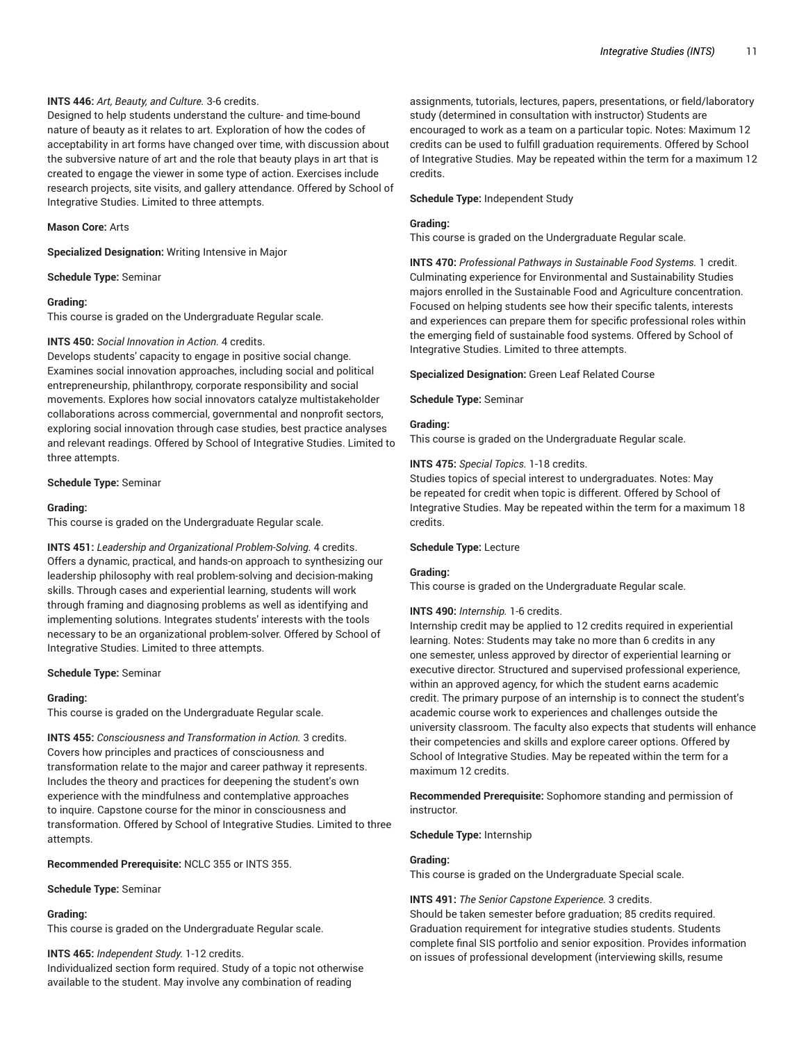**INTS 446:** *Art, Beauty, and Culture.* 3-6 credits.
Designed to help students understand the culture- and time-bound nature of beauty as it relates to art. Exploration of how the codes of acceptability in art forms have changed over time, with discussion about the subversive nature of art and the role that beauty plays in art that is created to engage the viewer in some type of action. Exercises include research projects, site visits, and gallery attendance. Offered by School of Integrative Studies. Limited to three attempts.

**Mason Core:** Arts

**Specialized Designation:** Writing Intensive in Major

**Schedule Type:** Seminar

**Grading:**
This course is graded on the Undergraduate Regular scale.

**INTS 450:** *Social Innovation in Action.* 4 credits.
Develops students' capacity to engage in positive social change. Examines social innovation approaches, including social and political entrepreneurship, philanthropy, corporate responsibility and social movements. Explores how social innovators catalyze multistakeholder collaborations across commercial, governmental and nonprofit sectors, exploring social innovation through case studies, best practice analyses and relevant readings. Offered by School of Integrative Studies. Limited to three attempts.

**Schedule Type:** Seminar

**Grading:**
This course is graded on the Undergraduate Regular scale.

**INTS 451:** *Leadership and Organizational Problem-Solving.* 4 credits.
Offers a dynamic, practical, and hands-on approach to synthesizing our leadership philosophy with real problem-solving and decision-making skills. Through cases and experiential learning, students will work through framing and diagnosing problems as well as identifying and implementing solutions. Integrates students' interests with the tools necessary to be an organizational problem-solver. Offered by School of Integrative Studies. Limited to three attempts.

**Schedule Type:** Seminar

**Grading:**
This course is graded on the Undergraduate Regular scale.

**INTS 455:** *Consciousness and Transformation in Action.* 3 credits.
Covers how principles and practices of consciousness and transformation relate to the major and career pathway it represents. Includes the theory and practices for deepening the student's own experience with the mindfulness and contemplative approaches to inquire. Capstone course for the minor in consciousness and transformation. Offered by School of Integrative Studies. Limited to three attempts.

**Recommended Prerequisite:** NCLC 355 or INTS 355.

**Schedule Type:** Seminar

**Grading:**
This course is graded on the Undergraduate Regular scale.

**INTS 465:** *Independent Study.* 1-12 credits.
Individualized section form required. Study of a topic not otherwise available to the student. May involve any combination of reading assignments, tutorials, lectures, papers, presentations, or field/laboratory study (determined in consultation with instructor) Students are encouraged to work as a team on a particular topic. Notes: Maximum 12 credits can be used to fulfill graduation requirements. Offered by School of Integrative Studies. May be repeated within the term for a maximum 12 credits.

**Schedule Type:** Independent Study

**Grading:**
This course is graded on the Undergraduate Regular scale.

**INTS 470:** *Professional Pathways in Sustainable Food Systems.* 1 credit.
Culminating experience for Environmental and Sustainability Studies majors enrolled in the Sustainable Food and Agriculture concentration. Focused on helping students see how their specific talents, interests and experiences can prepare them for specific professional roles within the emerging field of sustainable food systems. Offered by School of Integrative Studies. Limited to three attempts.

**Specialized Designation:** Green Leaf Related Course

**Schedule Type:** Seminar

**Grading:**
This course is graded on the Undergraduate Regular scale.

**INTS 475:** *Special Topics.* 1-18 credits.
Studies topics of special interest to undergraduates. Notes: May be repeated for credit when topic is different. Offered by School of Integrative Studies. May be repeated within the term for a maximum 18 credits.

**Schedule Type:** Lecture

**Grading:**
This course is graded on the Undergraduate Regular scale.

**INTS 490:** *Internship.* 1-6 credits.
Internship credit may be applied to 12 credits required in experiential learning. Notes: Students may take no more than 6 credits in any one semester, unless approved by director of experiential learning or executive director. Structured and supervised professional experience, within an approved agency, for which the student earns academic credit. The primary purpose of an internship is to connect the student's academic course work to experiences and challenges outside the university classroom. The faculty also expects that students will enhance their competencies and skills and explore career options. Offered by School of Integrative Studies. May be repeated within the term for a maximum 12 credits.

**Recommended Prerequisite:** Sophomore standing and permission of instructor.

**Schedule Type:** Internship

**Grading:**
This course is graded on the Undergraduate Special scale.

**INTS 491:** *The Senior Capstone Experience.* 3 credits.
Should be taken semester before graduation; 85 credits required. Graduation requirement for integrative studies students. Students complete final SIS portfolio and senior exposition. Provides information on issues of professional development (interviewing skills, resume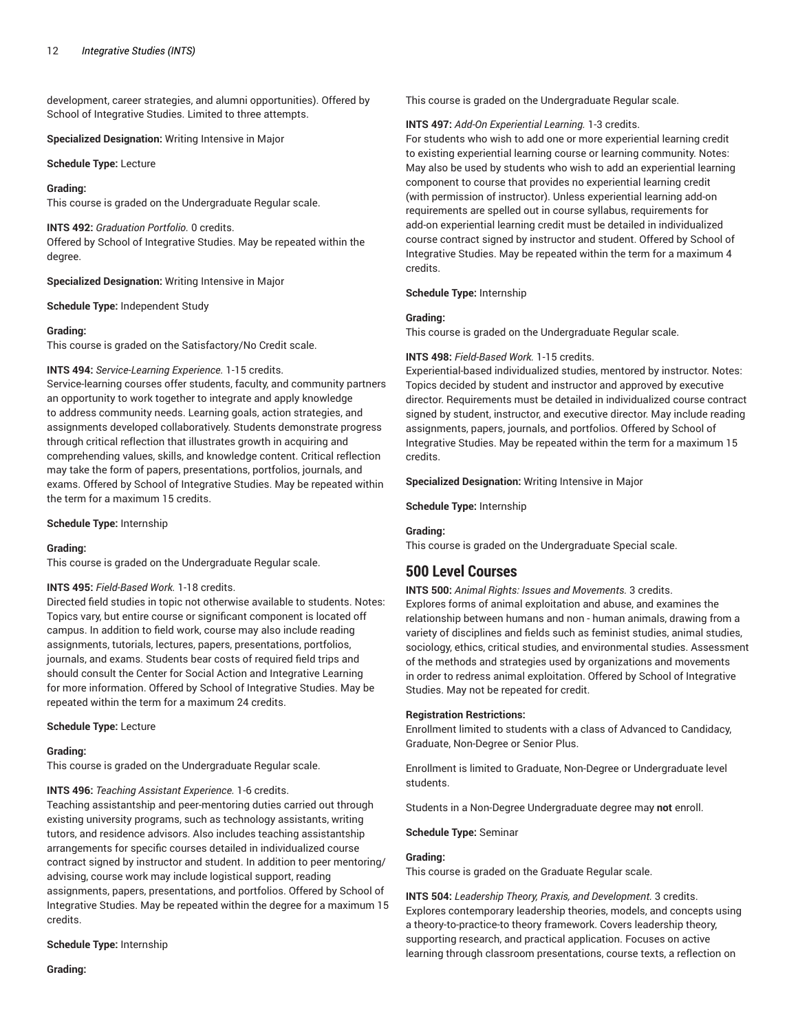development, career strategies, and alumni opportunities). Offered by School of Integrative Studies. Limited to three attempts.

**Specialized Designation:** Writing Intensive in Major

**Schedule Type:** Lecture

**Grading:**
This course is graded on the Undergraduate Regular scale.

**INTS 492:** *Graduation Portfolio.* 0 credits.
Offered by School of Integrative Studies. May be repeated within the degree.

**Specialized Designation:** Writing Intensive in Major

**Schedule Type:** Independent Study

**Grading:**
This course is graded on the Satisfactory/No Credit scale.

**INTS 494:** *Service-Learning Experience.* 1-15 credits.
Service-learning courses offer students, faculty, and community partners an opportunity to work together to integrate and apply knowledge to address community needs. Learning goals, action strategies, and assignments developed collaboratively. Students demonstrate progress through critical reflection that illustrates growth in acquiring and comprehending values, skills, and knowledge content. Critical reflection may take the form of papers, presentations, portfolios, journals, and exams. Offered by School of Integrative Studies. May be repeated within the term for a maximum 15 credits.

**Schedule Type:** Internship

**Grading:**
This course is graded on the Undergraduate Regular scale.

**INTS 495:** *Field-Based Work.* 1-18 credits.
Directed field studies in topic not otherwise available to students. Notes: Topics vary, but entire course or significant component is located off campus. In addition to field work, course may also include reading assignments, tutorials, lectures, papers, presentations, portfolios, journals, and exams. Students bear costs of required field trips and should consult the Center for Social Action and Integrative Learning for more information. Offered by School of Integrative Studies. May be repeated within the term for a maximum 24 credits.

**Schedule Type:** Lecture

**Grading:**
This course is graded on the Undergraduate Regular scale.

**INTS 496:** *Teaching Assistant Experience.* 1-6 credits.
Teaching assistantship and peer-mentoring duties carried out through existing university programs, such as technology assistants, writing tutors, and residence advisors. Also includes teaching assistantship arrangements for specific courses detailed in individualized course contract signed by instructor and student. In addition to peer mentoring/advising, course work may include logistical support, reading assignments, papers, presentations, and portfolios. Offered by School of Integrative Studies. May be repeated within the degree for a maximum 15 credits.

**Schedule Type:** Internship

**Grading:**
This course is graded on the Undergraduate Regular scale.

**INTS 497:** *Add-On Experiential Learning.* 1-3 credits.
For students who wish to add one or more experiential learning credit to existing experiential learning course or learning community. Notes: May also be used by students who wish to add an experiential learning component to course that provides no experiential learning credit (with permission of instructor). Unless experiential learning add-on requirements are spelled out in course syllabus, requirements for add-on experiential learning credit must be detailed in individualized course contract signed by instructor and student. Offered by School of Integrative Studies. May be repeated within the term for a maximum 4 credits.

**Schedule Type:** Internship

**Grading:**
This course is graded on the Undergraduate Regular scale.

**INTS 498:** *Field-Based Work.* 1-15 credits.
Experiential-based individualized studies, mentored by instructor. Notes: Topics decided by student and instructor and approved by executive director. Requirements must be detailed in individualized course contract signed by student, instructor, and executive director. May include reading assignments, papers, journals, and portfolios. Offered by School of Integrative Studies. May be repeated within the term for a maximum 15 credits.

**Specialized Designation:** Writing Intensive in Major

**Schedule Type:** Internship

**Grading:**
This course is graded on the Undergraduate Special scale.

## 500 Level Courses

**INTS 500:** *Animal Rights: Issues and Movements.* 3 credits.
Explores forms of animal exploitation and abuse, and examines the relationship between humans and non - human animals, drawing from a variety of disciplines and fields such as feminist studies, animal studies, sociology, ethics, critical studies, and environmental studies. Assessment of the methods and strategies used by organizations and movements in order to redress animal exploitation. Offered by School of Integrative Studies. May not be repeated for credit.

**Registration Restrictions:**
Enrollment limited to students with a class of Advanced to Candidacy, Graduate, Non-Degree or Senior Plus.

Enrollment is limited to Graduate, Non-Degree or Undergraduate level students.

Students in a Non-Degree Undergraduate degree may **not** enroll.

**Schedule Type:** Seminar

**Grading:**
This course is graded on the Graduate Regular scale.

**INTS 504:** *Leadership Theory, Praxis, and Development.* 3 credits.
Explores contemporary leadership theories, models, and concepts using a theory-to-practice-to theory framework. Covers leadership theory, supporting research, and practical application. Focuses on active learning through classroom presentations, course texts, a reflection on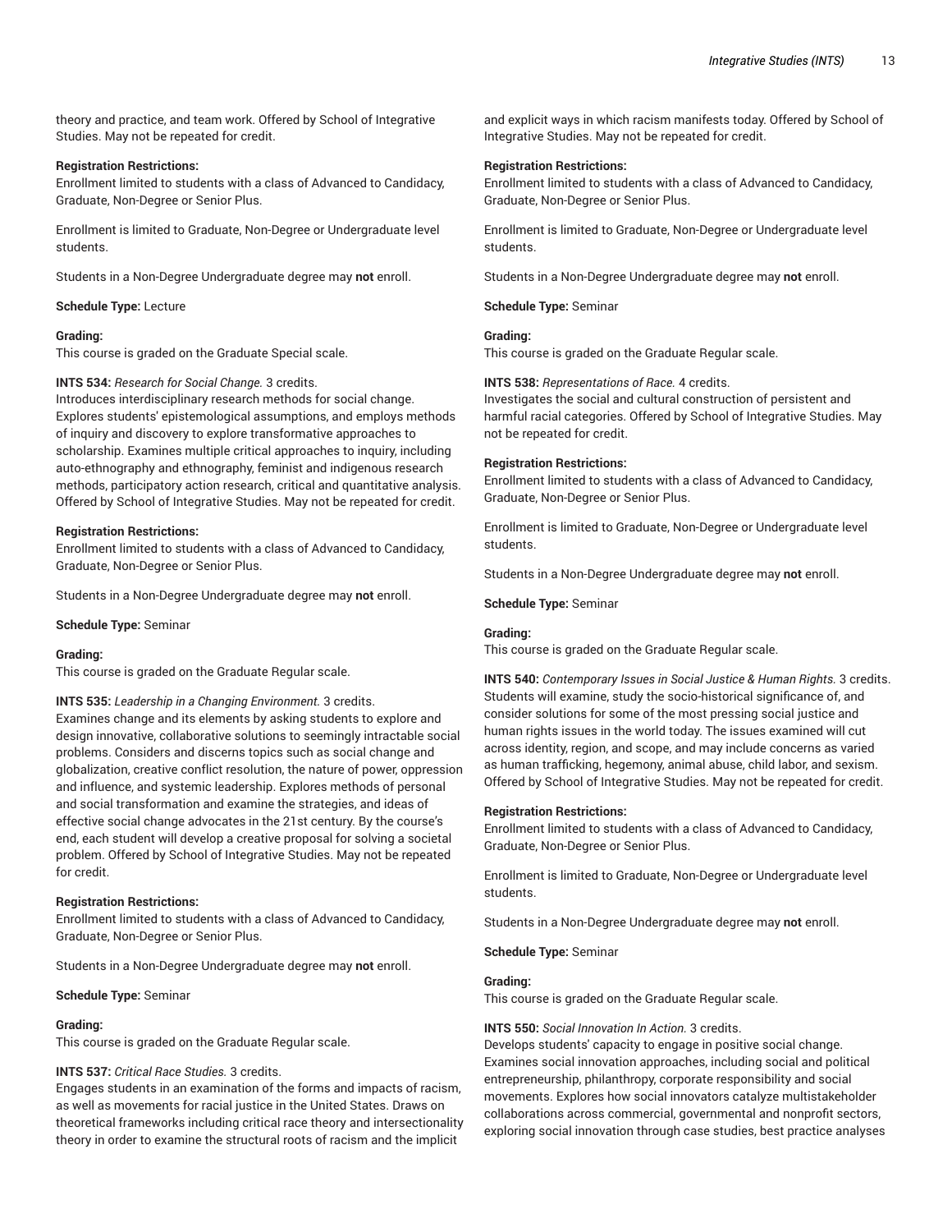theory and practice, and team work. Offered by School of Integrative Studies. May not be repeated for credit.

**Registration Restrictions:**
Enrollment limited to students with a class of Advanced to Candidacy, Graduate, Non-Degree or Senior Plus.

Enrollment is limited to Graduate, Non-Degree or Undergraduate level students.

Students in a Non-Degree Undergraduate degree may **not** enroll.

**Schedule Type:** Lecture

**Grading:**
This course is graded on the Graduate Special scale.

**INTS 534:** *Research for Social Change.* 3 credits.
Introduces interdisciplinary research methods for social change. Explores students' epistemological assumptions, and employs methods of inquiry and discovery to explore transformative approaches to scholarship. Examines multiple critical approaches to inquiry, including auto-ethnography and ethnography, feminist and indigenous research methods, participatory action research, critical and quantitative analysis. Offered by School of Integrative Studies. May not be repeated for credit.

**Registration Restrictions:**
Enrollment limited to students with a class of Advanced to Candidacy, Graduate, Non-Degree or Senior Plus.

Students in a Non-Degree Undergraduate degree may **not** enroll.

**Schedule Type:** Seminar

**Grading:**
This course is graded on the Graduate Regular scale.

**INTS 535:** *Leadership in a Changing Environment.* 3 credits.
Examines change and its elements by asking students to explore and design innovative, collaborative solutions to seemingly intractable social problems. Considers and discerns topics such as social change and globalization, creative conflict resolution, the nature of power, oppression and influence, and systemic leadership. Explores methods of personal and social transformation and examine the strategies, and ideas of effective social change advocates in the 21st century. By the course's end, each student will develop a creative proposal for solving a societal problem. Offered by School of Integrative Studies. May not be repeated for credit.

**Registration Restrictions:**
Enrollment limited to students with a class of Advanced to Candidacy, Graduate, Non-Degree or Senior Plus.

Students in a Non-Degree Undergraduate degree may **not** enroll.

**Schedule Type:** Seminar

**Grading:**
This course is graded on the Graduate Regular scale.

**INTS 537:** *Critical Race Studies.* 3 credits.
Engages students in an examination of the forms and impacts of racism, as well as movements for racial justice in the United States. Draws on theoretical frameworks including critical race theory and intersectionality theory in order to examine the structural roots of racism and the implicit and explicit ways in which racism manifests today. Offered by School of Integrative Studies. May not be repeated for credit.

**Registration Restrictions:**
Enrollment limited to students with a class of Advanced to Candidacy, Graduate, Non-Degree or Senior Plus.

Enrollment is limited to Graduate, Non-Degree or Undergraduate level students.

Students in a Non-Degree Undergraduate degree may **not** enroll.

**Schedule Type:** Seminar

**Grading:**
This course is graded on the Graduate Regular scale.

**INTS 538:** *Representations of Race.* 4 credits.
Investigates the social and cultural construction of persistent and harmful racial categories. Offered by School of Integrative Studies. May not be repeated for credit.

**Registration Restrictions:**
Enrollment limited to students with a class of Advanced to Candidacy, Graduate, Non-Degree or Senior Plus.

Enrollment is limited to Graduate, Non-Degree or Undergraduate level students.

Students in a Non-Degree Undergraduate degree may **not** enroll.

**Schedule Type:** Seminar

**Grading:**
This course is graded on the Graduate Regular scale.

**INTS 540:** *Contemporary Issues in Social Justice & Human Rights.* 3 credits.
Students will examine, study the socio-historical significance of, and consider solutions for some of the most pressing social justice and human rights issues in the world today. The issues examined will cut across identity, region, and scope, and may include concerns as varied as human trafficking, hegemony, animal abuse, child labor, and sexism. Offered by School of Integrative Studies. May not be repeated for credit.

**Registration Restrictions:**
Enrollment limited to students with a class of Advanced to Candidacy, Graduate, Non-Degree or Senior Plus.

Enrollment is limited to Graduate, Non-Degree or Undergraduate level students.

Students in a Non-Degree Undergraduate degree may **not** enroll.

**Schedule Type:** Seminar

**Grading:**
This course is graded on the Graduate Regular scale.

**INTS 550:** *Social Innovation In Action.* 3 credits.
Develops students' capacity to engage in positive social change. Examines social innovation approaches, including social and political entrepreneurship, philanthropy, corporate responsibility and social movements. Explores how social innovators catalyze multistakeholder collaborations across commercial, governmental and nonprofit sectors, exploring social innovation through case studies, best practice analyses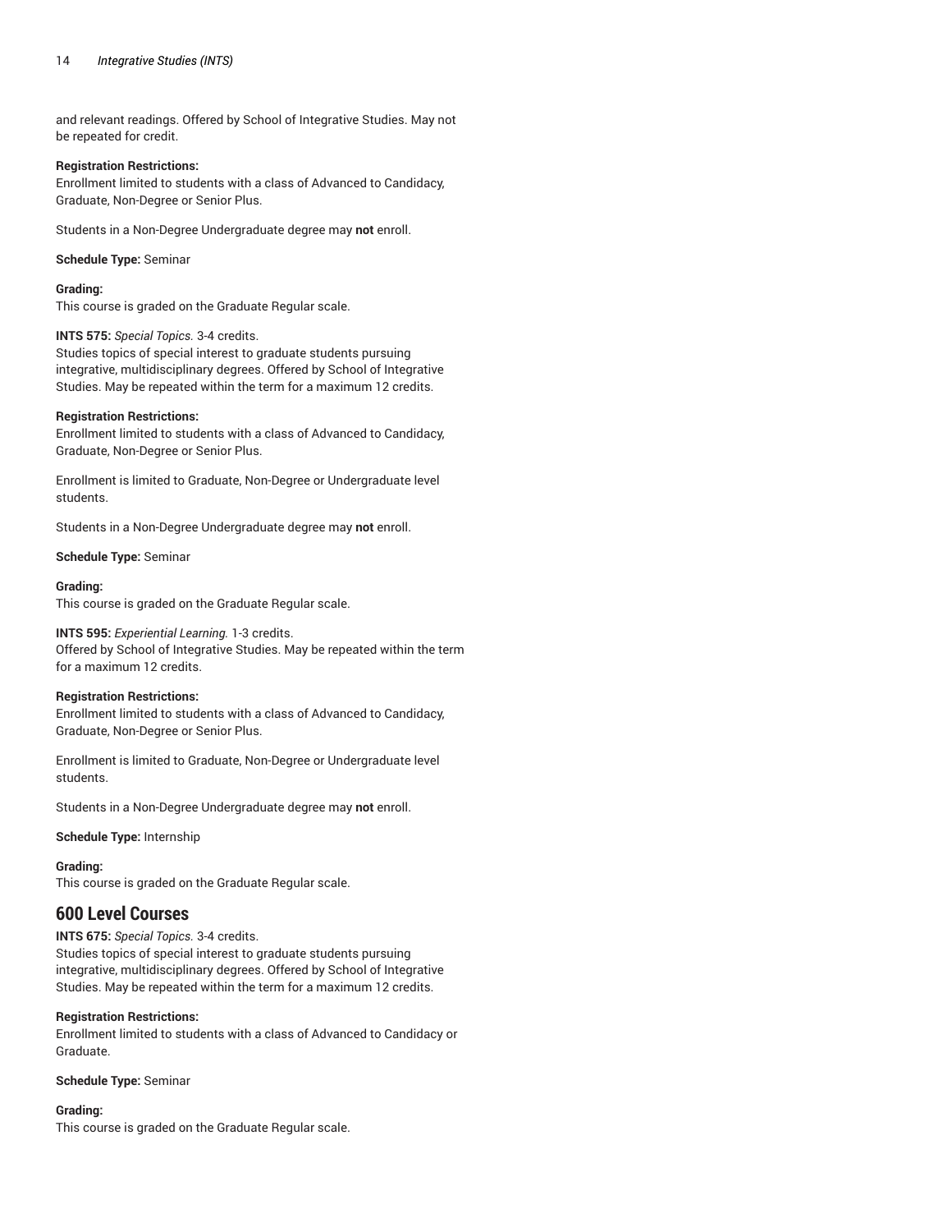and relevant readings. Offered by School of Integrative Studies. May not be repeated for credit.

**Registration Restrictions:**
Enrollment limited to students with a class of Advanced to Candidacy, Graduate, Non-Degree or Senior Plus.

Students in a Non-Degree Undergraduate degree may **not** enroll.

**Schedule Type:** Seminar

**Grading:**
This course is graded on the Graduate Regular scale.

**INTS 575:** *Special Topics.* 3-4 credits.
Studies topics of special interest to graduate students pursuing integrative, multidisciplinary degrees. Offered by School of Integrative Studies. May be repeated within the term for a maximum 12 credits.

**Registration Restrictions:**
Enrollment limited to students with a class of Advanced to Candidacy, Graduate, Non-Degree or Senior Plus.

Enrollment is limited to Graduate, Non-Degree or Undergraduate level students.

Students in a Non-Degree Undergraduate degree may **not** enroll.

**Schedule Type:** Seminar

**Grading:**
This course is graded on the Graduate Regular scale.

**INTS 595:** *Experiential Learning.* 1-3 credits.
Offered by School of Integrative Studies. May be repeated within the term for a maximum 12 credits.

**Registration Restrictions:**
Enrollment limited to students with a class of Advanced to Candidacy, Graduate, Non-Degree or Senior Plus.

Enrollment is limited to Graduate, Non-Degree or Undergraduate level students.

Students in a Non-Degree Undergraduate degree may **not** enroll.

**Schedule Type:** Internship

**Grading:**
This course is graded on the Graduate Regular scale.

## 600 Level Courses

**INTS 675:** *Special Topics.* 3-4 credits.
Studies topics of special interest to graduate students pursuing integrative, multidisciplinary degrees. Offered by School of Integrative Studies. May be repeated within the term for a maximum 12 credits.

**Registration Restrictions:**
Enrollment limited to students with a class of Advanced to Candidacy or Graduate.

**Schedule Type:** Seminar

**Grading:**
This course is graded on the Graduate Regular scale.